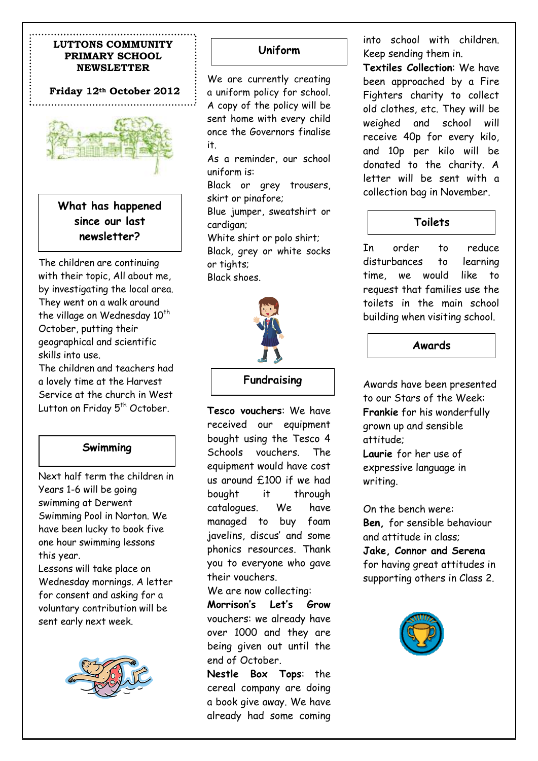# LUTTONS COMMUNITY PRIMARY SCHOOL NEWSLETTER

**Friday 12th October 2012**

## What has happened since our last newsletter?

The children are continuing with their topic, All about me, by investigating the local area. They went on a walk around the village on Wednesday 10th October, putting their geographical and scientific skills into use.

The children and teachers had a lovely time at the Harvest Service at the church in West Lutton on Friday 5th October.

## Swimming

Next half term the children in Years 1-6 will be going swimming at Derwent Swimming Pool in Norton. We have been lucky to book five one hour swimming lessons this year.

Lessons will take place on Wednesday mornings. A letter for consent and asking for a voluntary contribution will be sent early next week.

## Uniform

We are currently creating a uniform policy for school. A copy of the policy will be sent home with every child once the Governors finalise it.

As a reminder, our school uniform is:

Black or grey trousers, skirt or pinafore;

Blue jumper, sweatshirt or cardigan;

White shirt or polo shirt;

Black, grey or white socks or tights;

Black shoes.

## Fundraising

**Tesco vouchers**: We have received our equipment bought using the Tesco 4 Schools vouchers. The equipment would have cost us around £100 if we had bought it through catalogues. We have managed to buy foam javelins, discus' and some phonics resources. Thank you to everyone who gave their vouchers.

We are now collecting:

**Morrison's Let's Grow** vouchers: we already have over 1000 and they are being given out until the end of October.

**Nestle Box Tops**: the cereal company are doing a book give away. We have already had some coming into school with children. Keep sending them in.

**Textiles Collection**: We have been approached by a Fire Fighters charity to collect old clothes, etc. They will be weighed and school will receive 40p for every kilo, and 10p per kilo will be donated to the charity. A letter will be sent with a collection bag in November.

## Toilets

In order to reduce disturbances to learning time, we would like to request that families use the toilets in the main school building when visiting school.

## Awards

Awards have been presented to our Stars of the Week:

**Frankie** for his wonderfully grown up and sensible attitude;

**Laurie** for her use of expressive language in writing.

On the bench were:

**Ben,** for sensible behaviour and attitude in class;

**Jake, Connor and Serena** for having great attitudes in supporting others in Class 2.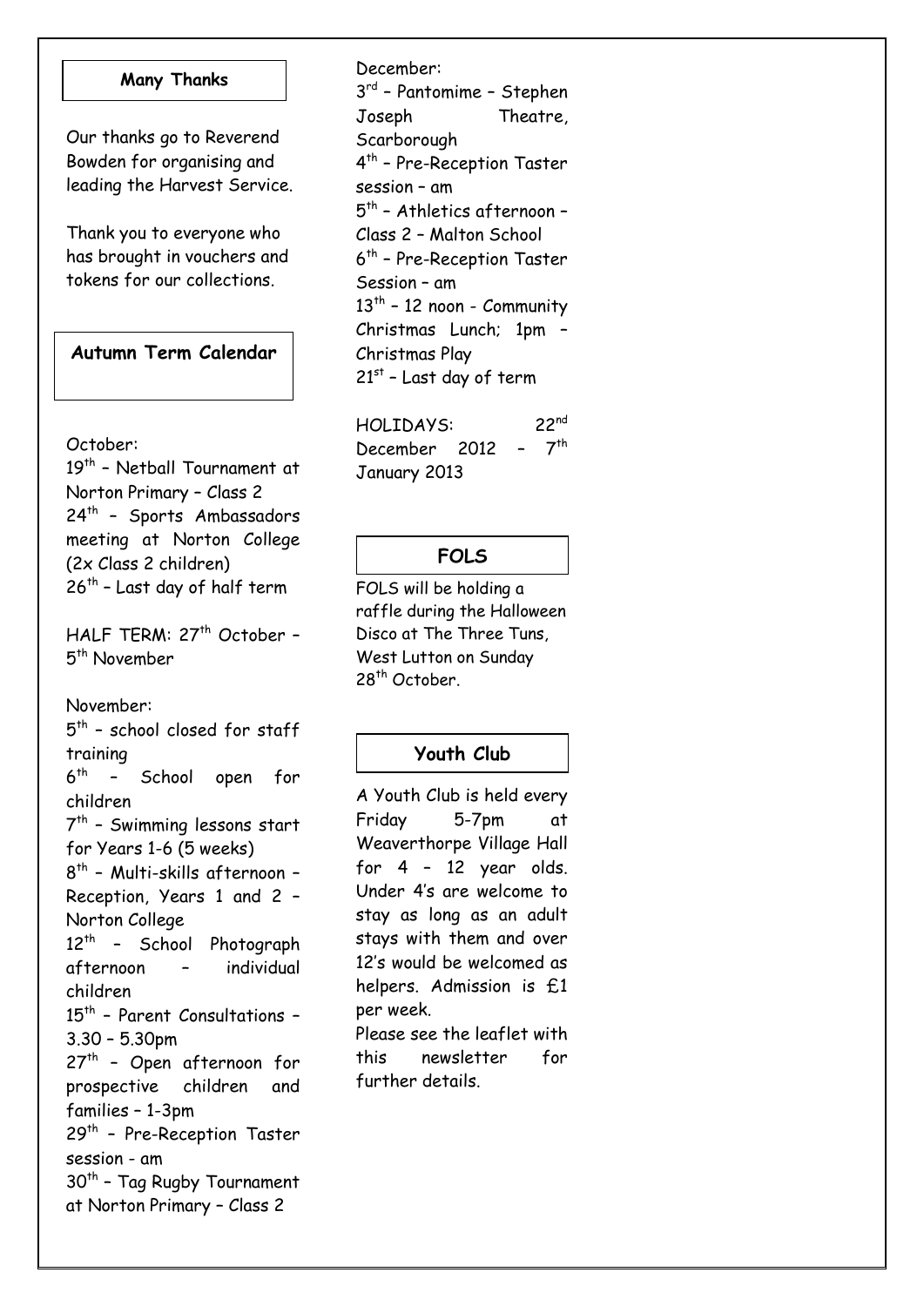## Many Thanks

Our thanks go to Reverend Bowden for organising and leading the Harvest Service.

Thank you to everyone who has brought in vouchers and tokens for our collections.

## Autumn Term Calendar

October:
19th – Netball Tournament at Norton Primary – Class 2
24th – Sports Ambassadors meeting at Norton College (2x Class 2 children)
26th – Last day of half term

HALF TERM: 27th October – 5th November

November:
5th – school closed for staff training
6th – School open for children
7th – Swimming lessons start for Years 1-6 (5 weeks)
8th – Multi-skills afternoon – Reception, Years 1 and 2 – Norton College
12th – School Photograph afternoon – individual children
15th – Parent Consultations – 3.30 – 5.30pm
27th – Open afternoon for prospective children and families – 1-3pm
29th – Pre-Reception Taster session - am
30th – Tag Rugby Tournament at Norton Primary – Class 2

December:
3rd – Pantomime – Stephen Joseph Theatre, Scarborough
4th – Pre-Reception Taster session – am
5th – Athletics afternoon – Class 2 – Malton School
6th – Pre-Reception Taster Session – am
13th – 12 noon - Community Christmas Lunch; 1pm – Christmas Play
21st – Last day of term

HOLIDAYS: 22nd December 2012 – 7th January 2013

## FOLS

FOLS will be holding a raffle during the Halloween Disco at The Three Tuns, West Lutton on Sunday 28th October.

## Youth Club

A Youth Club is held every Friday 5-7pm at Weaverthorpe Village Hall for 4 – 12 year olds. Under 4's are welcome to stay as long as an adult stays with them and over 12's would be welcomed as helpers. Admission is £1 per week.
Please see the leaflet with this newsletter for further details.